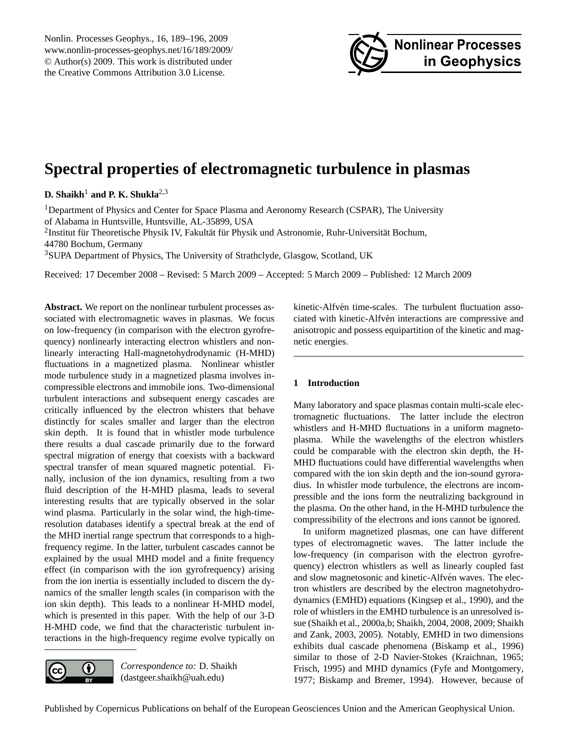# Spectral properties of electromagnetic turbulence in plasmas

**D. Shaikh**[1] **and P. K. Shukla**[2,3]

[1]Department of Physics and Center for Space Plasma and Aeronomy Research (CSPAR), The University of Alabama in Huntsville, Huntsville, AL-35899, USA

[2]Institut für Theoretische Physik IV, Fakultät für Physik und Astronomie, Ruhr-Universität Bochum, 44780 Bochum, Germany

[3]SUPA Department of Physics, The University of Strathclyde, Glasgow, Scotland, UK

Received: 17 December 2008 – Revised: 5 March 2009 – Accepted: 5 March 2009 – Published: 12 March 2009

**Abstract.** We report on the nonlinear turbulent processes associated with electromagnetic waves in plasmas. We focus on low-frequency (in comparison with the electron gyrofrequency) nonlinearly interacting electron whistlers and nonlinearly interacting Hall-magnetohydrodynamic (H-MHD) fluctuations in a magnetized plasma. Nonlinear whistler mode turbulence study in a magnetized plasma involves incompressible electrons and immobile ions. Two-dimensional turbulent interactions and subsequent energy cascades are critically influenced by the electron whisters that behave distinctly for scales smaller and larger than the electron skin depth. It is found that in whistler mode turbulence there results a dual cascade primarily due to the forward spectral migration of energy that coexists with a backward spectral transfer of mean squared magnetic potential. Finally, inclusion of the ion dynamics, resulting from a two fluid description of the H-MHD plasma, leads to several interesting results that are typically observed in the solar wind plasma. Particularly in the solar wind, the high-time-resolution databases identify a spectral break at the end of the MHD inertial range spectrum that corresponds to a high-frequency regime. In the latter, turbulent cascades cannot be explained by the usual MHD model and a finite frequency effect (in comparison with the ion gyrofrequency) arising from the ion inertia is essentially included to discern the dynamics of the smaller length scales (in comparison with the ion skin depth). This leads to a nonlinear H-MHD model, which is presented in this paper. With the help of our 3-D H-MHD code, we find that the characteristic turbulent interactions in the high-frequency regime evolve typically on kinetic-Alfvén time-scales. The turbulent fluctuation associated with kinetic-Alfvén interactions are compressive and anisotropic and possess equipartition of the kinetic and magnetic energies.

## 1 Introduction

Many laboratory and space plasmas contain multi-scale electromagnetic fluctuations. The latter include the electron whistlers and H-MHD fluctuations in a uniform magnetoplasma. While the wavelengths of the electron whistlers could be comparable with the electron skin depth, the H-MHD fluctuations could have differential wavelengths when compared with the ion skin depth and the ion-sound gyroradius. In whistler mode turbulence, the electrons are incompressible and the ions form the neutralizing background in the plasma. On the other hand, in the H-MHD turbulence the compressibility of the electrons and ions cannot be ignored.

In uniform magnetized plasmas, one can have different types of electromagnetic waves. The latter include the low-frequency (in comparison with the electron gyrofrequency) electron whistlers as well as linearly coupled fast and slow magnetosonic and kinetic-Alfvén waves. The electron whistlers are described by the electron magnetohydrodynamics (EMHD) equations (Kingsep et al., 1990), and the role of whistlers in the EMHD turbulence is an unresolved issue (Shaikh et al., 2000a,b; Shaikh, 2004, 2008, 2009; Shaikh and Zank, 2003, 2005). Notably, EMHD in two dimensions exhibits dual cascade phenomena (Biskamp et al., 1996) similar to those of 2-D Navier-Stokes (Kraichnan, 1965; Frisch, 1995) and MHD dynamics (Fyfe and Montgomery, 1977; Biskamp and Bremer, 1994). However, because of

*Correspondence to:* D. Shaikh (dastgeer.shaikh@uah.edu)

Published by Copernicus Publications on behalf of the European Geosciences Union and the American Geophysical Union.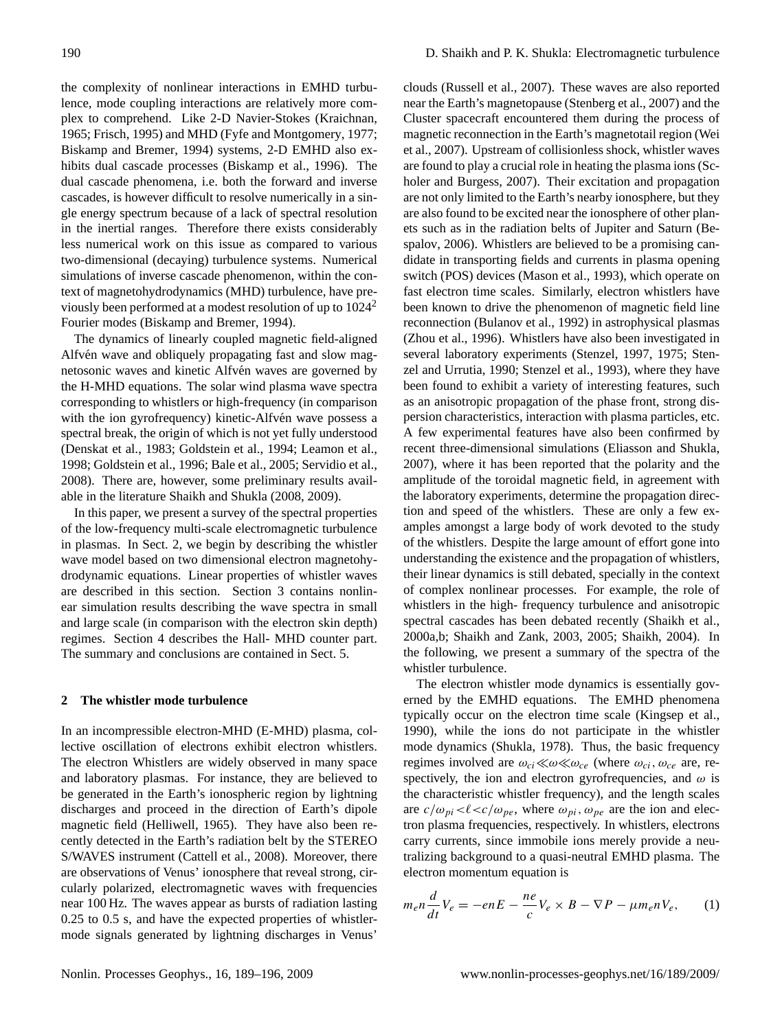the complexity of nonlinear interactions in EMHD turbulence, mode coupling interactions are relatively more complex to comprehend. Like 2-D Navier-Stokes (Kraichnan, 1965; Frisch, 1995) and MHD (Fyfe and Montgomery, 1977; Biskamp and Bremer, 1994) systems, 2-D EMHD also exhibits dual cascade processes (Biskamp et al., 1996). The dual cascade phenomena, i.e. both the forward and inverse cascades, is however difficult to resolve numerically in a single energy spectrum because of a lack of spectral resolution in the inertial ranges. Therefore there exists considerably less numerical work on this issue as compared to various two-dimensional (decaying) turbulence systems. Numerical simulations of inverse cascade phenomenon, within the context of magnetohydrodynamics (MHD) turbulence, have previously been performed at a modest resolution of up to $1024^2$ Fourier modes (Biskamp and Bremer, 1994).

The dynamics of linearly coupled magnetic field-aligned Alfvén wave and obliquely propagating fast and slow magnetosonic waves and kinetic Alfvén waves are governed by the H-MHD equations. The solar wind plasma wave spectra corresponding to whistlers or high-frequency (in comparison with the ion gyrofrequency) kinetic-Alfvén wave possess a spectral break, the origin of which is not yet fully understood (Denskat et al., 1983; Goldstein et al., 1994; Leamon et al., 1998; Goldstein et al., 1996; Bale et al., 2005; Servidio et al., 2008). There are, however, some preliminary results available in the literature Shaikh and Shukla (2008, 2009).

In this paper, we present a survey of the spectral properties of the low-frequency multi-scale electromagnetic turbulence in plasmas. In Sect. 2, we begin by describing the whistler wave model based on two dimensional electron magnetohydrodynamic equations. Linear properties of whistler waves are described in this section. Section 3 contains nonlinear simulation results describing the wave spectra in small and large scale (in comparison with the electron skin depth) regimes. Section 4 describes the Hall- MHD counter part. The summary and conclusions are contained in Sect. 5.

## 2 The whistler mode turbulence

In an incompressible electron-MHD (E-MHD) plasma, collective oscillation of electrons exhibit electron whistlers. The electron Whistlers are widely observed in many space and laboratory plasmas. For instance, they are believed to be generated in the Earth's ionospheric region by lightning discharges and proceed in the direction of Earth's dipole magnetic field (Helliwell, 1965). They have also been recently detected in the Earth's radiation belt by the STEREO S/WAVES instrument (Cattell et al., 2008). Moreover, there are observations of Venus' ionosphere that reveal strong, circularly polarized, electromagnetic waves with frequencies near 100 Hz. The waves appear as bursts of radiation lasting 0.25 to 0.5 s, and have the expected properties of whistler-mode signals generated by lightning discharges in Venus' clouds (Russell et al., 2007). These waves are also reported near the Earth's magnetopause (Stenberg et al., 2007) and the Cluster spacecraft encountered them during the process of magnetic reconnection in the Earth's magnetotail region (Wei et al., 2007). Upstream of collisionless shock, whistler waves are found to play a crucial role in heating the plasma ions (Scholer and Burgess, 2007). Their excitation and propagation are not only limited to the Earth's nearby ionosphere, but they are also found to be excited near the ionosphere of other planets such as in the radiation belts of Jupiter and Saturn (Bespalov, 2006). Whistlers are believed to be a promising candidate in transporting fields and currents in plasma opening switch (POS) devices (Mason et al., 1993), which operate on fast electron time scales. Similarly, electron whistlers have been known to drive the phenomenon of magnetic field line reconnection (Bulanov et al., 1992) in astrophysical plasmas (Zhou et al., 1996). Whistlers have also been investigated in several laboratory experiments (Stenzel, 1997, 1975; Stenzel and Urrutia, 1990; Stenzel et al., 1993), where they have been found to exhibit a variety of interesting features, such as an anisotropic propagation of the phase front, strong dispersion characteristics, interaction with plasma particles, etc. A few experimental features have also been confirmed by recent three-dimensional simulations (Eliasson and Shukla, 2007), where it has been reported that the polarity and the amplitude of the toroidal magnetic field, in agreement with the laboratory experiments, determine the propagation direction and speed of the whistlers. These are only a few examples amongst a large body of work devoted to the study of the whistlers. Despite the large amount of effort gone into understanding the existence and the propagation of whistlers, their linear dynamics is still debated, specially in the context of complex nonlinear processes. For example, the role of whistlers in the high- frequency turbulence and anisotropic spectral cascades has been debated recently (Shaikh et al., 2000a,b; Shaikh and Zank, 2003, 2005; Shaikh, 2004). In the following, we present a summary of the spectra of the whistler turbulence.

The electron whistler mode dynamics is essentially governed by the EMHD equations. The EMHD phenomena typically occur on the electron time scale (Kingsep et al., 1990), while the ions do not participate in the whistler mode dynamics (Shukla, 1978). Thus, the basic frequency regimes involved are $\omega_{ci} \ll \omega \ll \omega_{ce}$ (where $\omega_{ci}, \omega_{ce}$ are, respectively, the ion and electron gyrofrequencies, and $\omega$ is the characteristic whistler frequency), and the length scales are $c/\omega_{pi} < \ell < c/\omega_{pe}$, where $\omega_{pi}, \omega_{pe}$ are the ion and electron plasma frequencies, respectively. In whistlers, electrons carry currents, since immobile ions merely provide a neutralizing background to a quasi-neutral EMHD plasma. The electron momentum equation is

$$m_e n \frac{d}{dt} V_e = -enE - \frac{ne}{c} V_e \times B - \nabla P - \mu m_e n V_e, \qquad (1)$$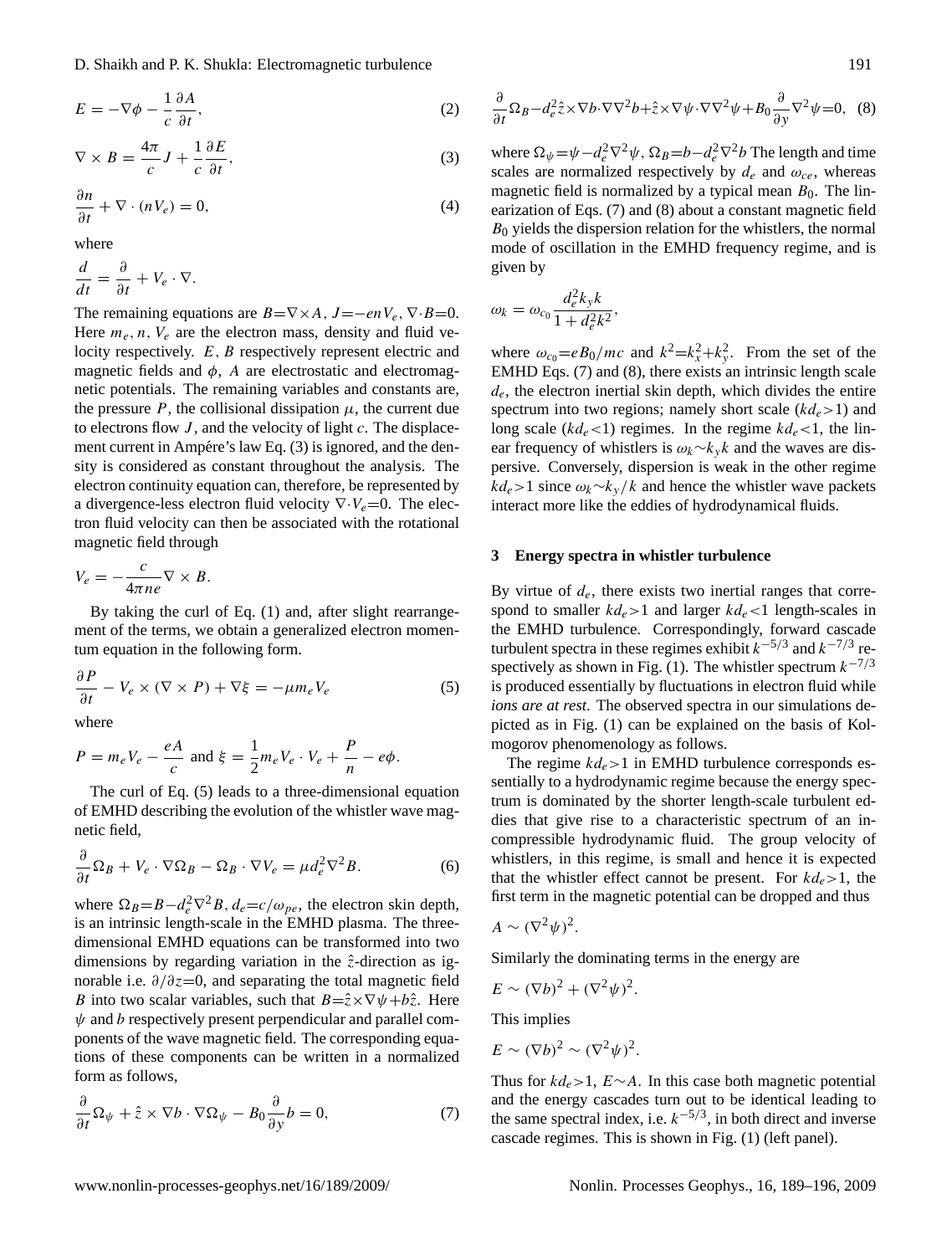$$E = -\nabla\phi - \frac{1}{c}\frac{\partial A}{\partial t}, \quad (2)$$

$$\nabla \times B = \frac{4\pi}{c}J + \frac{1}{c}\frac{\partial E}{\partial t}, \quad (3)$$

$$\frac{\partial n}{\partial t} + \nabla \cdot (nV_e) = 0, \quad (4)$$

where

$$\frac{d}{dt} = \frac{\partial}{\partial t} + V_e \cdot \nabla.$$

The remaining equations are $B=\nabla\times A$, $J=-enV_e$, $\nabla\cdot B=0$. Here $m_e, n, V_e$ are the electron mass, density and fluid velocity respectively. $E$, $B$ respectively represent electric and magnetic fields and $\phi$, $A$ are electrostatic and electromagnetic potentials. The remaining variables and constants are, the pressure $P$, the collisional dissipation $\mu$, the current due to electrons flow $J$, and the velocity of light $c$. The displacement current in Ampére's law Eq. (3) is ignored, and the density is considered as constant throughout the analysis. The electron continuity equation can, therefore, be represented by a divergence-less electron fluid velocity $\nabla\cdot V_e=0$. The electron fluid velocity can then be associated with the rotational magnetic field through

$$V_e = -\frac{c}{4\pi ne}\nabla \times B.$$

By taking the curl of Eq. (1) and, after slight rearrangement of the terms, we obtain a generalized electron momentum equation in the following form.

$$\frac{\partial P}{\partial t} - V_e \times (\nabla \times P) + \nabla\xi = -\mu m_e V_e \quad (5)$$

where

$$P = m_e V_e - \frac{eA}{c} \text{ and } \xi = \frac{1}{2}m_e V_e \cdot V_e + \frac{P}{n} - e\phi.$$

The curl of Eq. (5) leads to a three-dimensional equation of EMHD describing the evolution of the whistler wave magnetic field,

$$\frac{\partial}{\partial t}\Omega_B + V_e \cdot \nabla\Omega_B - \Omega_B \cdot \nabla V_e = \mu d_e^2 \nabla^2 B. \quad (6)$$

where $\Omega_B=B-d_e^2\nabla^2 B$, $d_e=c/\omega_{pe}$, the electron skin depth, is an intrinsic length-scale in the EMHD plasma. The three-dimensional EMHD equations can be transformed into two dimensions by regarding variation in the $\hat{z}$-direction as ignorable i.e. $\partial/\partial z=0$, and separating the total magnetic field $B$ into two scalar variables, such that $B=\hat{z}\times\nabla\psi+b\hat{z}$. Here $\psi$ and $b$ respectively present perpendicular and parallel components of the wave magnetic field. The corresponding equations of these components can be written in a normalized form as follows,

$$\frac{\partial}{\partial t}\Omega_\psi + \hat{z} \times \nabla b \cdot \nabla\Omega_\psi - B_0\frac{\partial}{\partial y}b = 0, \quad (7)$$

$$\frac{\partial}{\partial t}\Omega_B - d_e^2\hat{z}\times\nabla b\cdot\nabla\nabla^2 b + \hat{z}\times\nabla\psi\cdot\nabla\nabla^2\psi + B_0\frac{\partial}{\partial y}\nabla^2\psi = 0, \quad (8)$$

where $\Omega_\psi=\psi-d_e^2\nabla^2\psi$, $\Omega_B=b-d_e^2\nabla^2 b$ The length and time scales are normalized respectively by $d_e$ and $\omega_{ce}$, whereas magnetic field is normalized by a typical mean $B_0$. The linearization of Eqs. (7) and (8) about a constant magnetic field $B_0$ yields the dispersion relation for the whistlers, the normal mode of oscillation in the EMHD frequency regime, and is given by

$$\omega_k = \omega_{c_0}\frac{d_e^2 k_y k}{1 + d_e^2 k^2},$$

where $\omega_{c_0}=eB_0/mc$ and $k^2=k_x^2+k_y^2$. From the set of the EMHD Eqs. (7) and (8), there exists an intrinsic length scale $d_e$, the electron inertial skin depth, which divides the entire spectrum into two regions; namely short scale ($kd_e>1$) and long scale ($kd_e<1$) regimes. In the regime $kd_e<1$, the linear frequency of whistlers is $\omega_k\sim k_y k$ and the waves are dispersive. Conversely, dispersion is weak in the other regime $kd_e>1$ since $\omega_k\sim k_y/k$ and hence the whistler wave packets interact more like the eddies of hydrodynamical fluids.

## 3 Energy spectra in whistler turbulence

By virtue of $d_e$, there exists two inertial ranges that correspond to smaller $kd_e>1$ and larger $kd_e<1$ length-scales in the EMHD turbulence. Correspondingly, forward cascade turbulent spectra in these regimes exhibit $k^{-5/3}$ and $k^{-7/3}$ respectively as shown in Fig. (1). The whistler spectrum $k^{-7/3}$ is produced essentially by fluctuations in electron fluid while *ions are at rest*. The observed spectra in our simulations depicted as in Fig. (1) can be explained on the basis of Kolmogorov phenomenology as follows.

The regime $kd_e>1$ in EMHD turbulence corresponds essentially to a hydrodynamic regime because the energy spectrum is dominated by the shorter length-scale turbulent eddies that give rise to a characteristic spectrum of an incompressible hydrodynamic fluid. The group velocity of whistlers, in this regime, is small and hence it is expected that the whistler effect cannot be present. For $kd_e>1$, the first term in the magnetic potential can be dropped and thus

$$A \sim (\nabla^2\psi)^2.$$

Similarly the dominating terms in the energy are

$$E \sim (\nabla b)^2 + (\nabla^2\psi)^2.$$

This implies

$$E \sim (\nabla b)^2 \sim (\nabla^2\psi)^2.$$

Thus for $kd_e>1$, $E\sim A$. In this case both magnetic potential and the energy cascades turn out to be identical leading to the same spectral index, i.e. $k^{-5/3}$, in both direct and inverse cascade regimes. This is shown in Fig. (1) (left panel).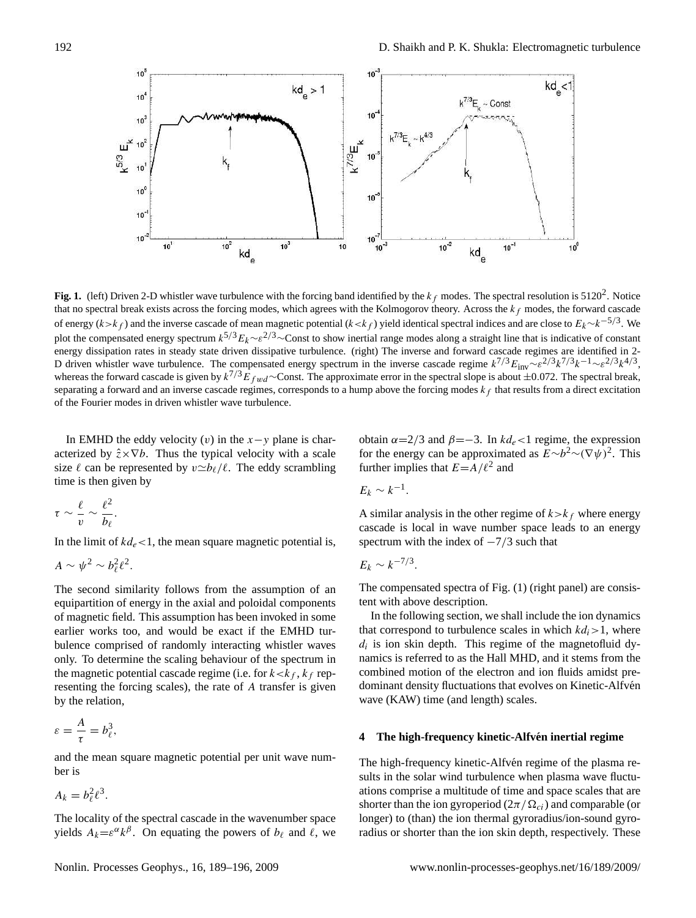**Fig. 1.** (left) Driven 2-D whistler wave turbulence with the forcing band identified by the $k_f$ modes. The spectral resolution is $5120^2$. Notice that no spectral break exists across the forcing modes, which agrees with the Kolmogorov theory. Across the $k_f$ modes, the forward cascade of energy ($k>k_f$) and the inverse cascade of mean magnetic potential ($k<k_f$) yield identical spectral indices and are close to $E_k \sim k^{-5/3}$. We plot the compensated energy spectrum $k^{5/3}E_k \sim \varepsilon^{2/3} \sim$Const to show inertial range modes along a straight line that is indicative of constant energy dissipation rates in steady state driven dissipative turbulence. (right) The inverse and forward cascade regimes are identified in 2-D driven whistler wave turbulence. The compensated energy spectrum in the inverse cascade regime $k^{7/3}E_{\rm inv} \sim \varepsilon^{2/3}k^{7/3}k^{-1} \sim \varepsilon^{2/3}k^{4/3}$, whereas the forward cascade is given by $k^{7/3}E_{fwd} \sim$Const. The approximate error in the spectral slope is about $\pm 0.072$. The spectral break, separating a forward and an inverse cascade regimes, corresponds to a hump above the forcing modes $k_f$ that results from a direct excitation of the Fourier modes in driven whistler wave turbulence.

In EMHD the eddy velocity ($v$) in the $x-y$ plane is characterized by $\hat{z} \times \nabla b$. Thus the typical velocity with a scale size $\ell$ can be represented by $v \simeq b_\ell/\ell$. The eddy scrambling time is then given by

$$\tau \sim \frac{\ell}{v} \sim \frac{\ell^2}{b_\ell}.$$

In the limit of $kd_e<1$, the mean square magnetic potential is,

$$A \sim \psi^2 \sim b_\ell^2 \ell^2.$$

The second similarity follows from the assumption of an equipartition of energy in the axial and poloidal components of magnetic field. This assumption has been invoked in some earlier works too, and would be exact if the EMHD turbulence comprised of randomly interacting whistler waves only. To determine the scaling behaviour of the spectrum in the magnetic potential cascade regime (i.e. for $k<k_f$, $k_f$ representing the forcing scales), the rate of $A$ transfer is given by the relation,

$$\varepsilon = \frac{A}{\tau} = b_\ell^3,$$

and the mean square magnetic potential per unit wave number is

$$A_k = b_\ell^2 \ell^3.$$

The locality of the spectral cascade in the wavenumber space yields $A_k = \varepsilon^\alpha k^\beta$. On equating the powers of $b_\ell$ and $\ell$, we obtain $\alpha=2/3$ and $\beta=-3$. In $kd_e<1$ regime, the expression for the energy can be approximated as $E \sim b^2 \sim (\nabla\psi)^2$. This further implies that $E=A/\ell^2$ and

$$E_k \sim k^{-1}.$$

A similar analysis in the other regime of $k>k_f$ where energy cascade is local in wave number space leads to an energy spectrum with the index of $-7/3$ such that

$$E_k \sim k^{-7/3}.$$

The compensated spectra of Fig. (1) (right panel) are consistent with above description.

In the following section, we shall include the ion dynamics that correspond to turbulence scales in which $kd_i>1$, where $d_i$ is ion skin depth. This regime of the magnetofluid dynamics is referred to as the Hall MHD, and it stems from the combined motion of the electron and ion fluids amidst predominant density fluctuations that evolves on Kinetic-Alfvén wave (KAW) time (and length) scales.

## 4 The high-frequency kinetic-Alfvén inertial regime

The high-frequency kinetic-Alfvén regime of the plasma results in the solar wind turbulence when plasma wave fluctuations comprise a multitude of time and space scales that are shorter than the ion gyroperiod ($2\pi/\Omega_{ci}$) and comparable (or longer) to (than) the ion thermal gyroradius/ion-sound gyroradius or shorter than the ion skin depth, respectively. These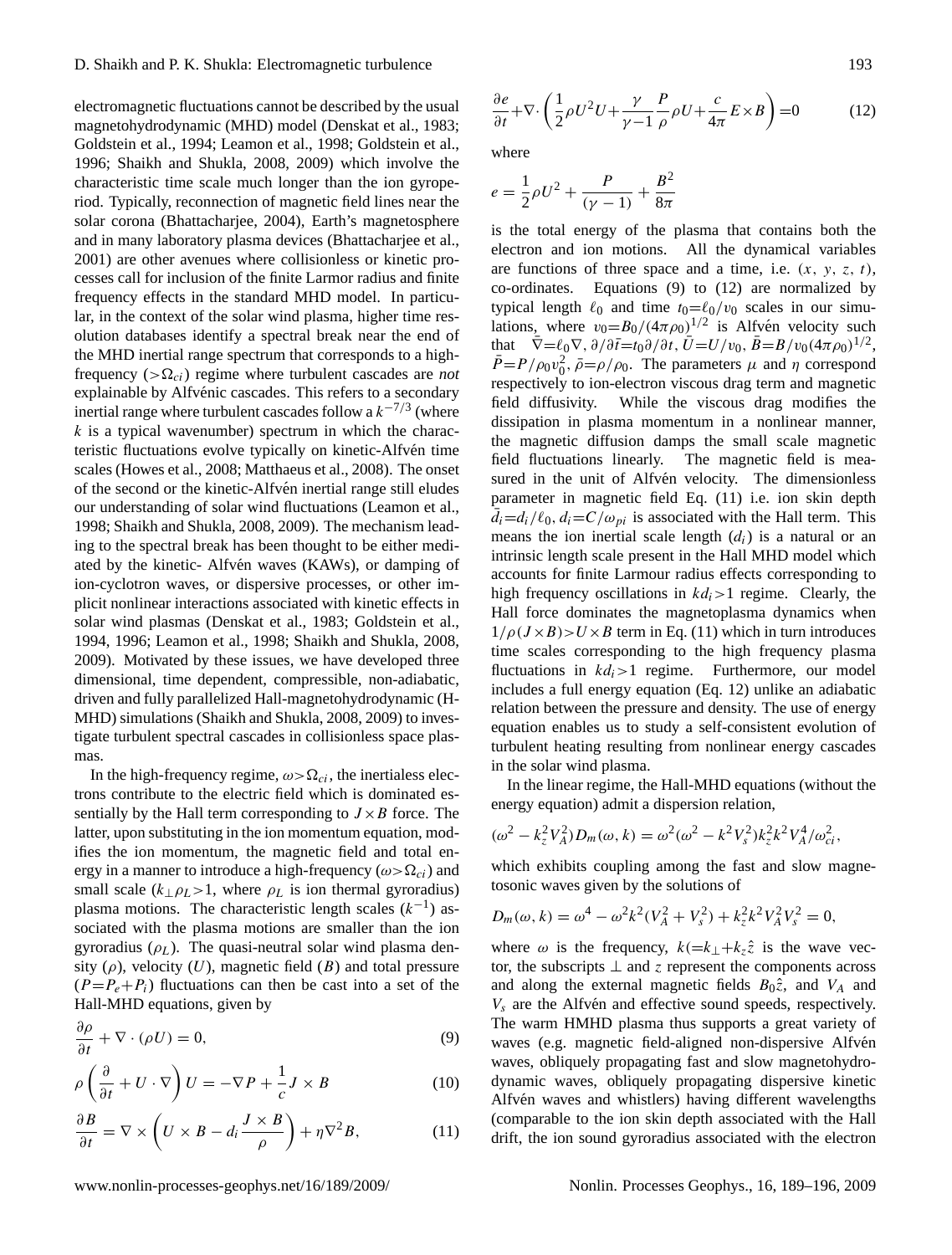electromagnetic fluctuations cannot be described by the usual magnetohydrodynamic (MHD) model (Denskat et al., 1983; Goldstein et al., 1994; Leamon et al., 1998; Goldstein et al., 1996; Shaikh and Shukla, 2008, 2009) which involve the characteristic time scale much longer than the ion gyroperiod. Typically, reconnection of magnetic field lines near the solar corona (Bhattacharjee, 2004), Earth's magnetosphere and in many laboratory plasma devices (Bhattacharjee et al., 2001) are other avenues where collisionless or kinetic processes call for inclusion of the finite Larmor radius and finite frequency effects in the standard MHD model. In particular, in the context of the solar wind plasma, higher time resolution databases identify a spectral break near the end of the MHD inertial range spectrum that corresponds to a high-frequency ($>\Omega_{ci}$) regime where turbulent cascades are *not* explainable by Alfvénic cascades. This refers to a secondary inertial range where turbulent cascades follow a $k^{-7/3}$ (where $k$ is a typical wavenumber) spectrum in which the characteristic fluctuations evolve typically on kinetic-Alfvén time scales (Howes et al., 2008; Matthaeus et al., 2008). The onset of the second or the kinetic-Alfvén inertial range still eludes our understanding of solar wind fluctuations (Leamon et al., 1998; Shaikh and Shukla, 2008, 2009). The mechanism leading to the spectral break has been thought to be either mediated by the kinetic- Alfvén waves (KAWs), or damping of ion-cyclotron waves, or dispersive processes, or other implicit nonlinear interactions associated with kinetic effects in solar wind plasmas (Denskat et al., 1983; Goldstein et al., 1994, 1996; Leamon et al., 1998; Shaikh and Shukla, 2008, 2009). Motivated by these issues, we have developed three dimensional, time dependent, compressible, non-adiabatic, driven and fully parallelized Hall-magnetohydrodynamic (H-MHD) simulations (Shaikh and Shukla, 2008, 2009) to investigate turbulent spectral cascades in collisionless space plasmas.

In the high-frequency regime, $\omega>\Omega_{ci}$, the inertialess electrons contribute to the electric field which is dominated essentially by the Hall term corresponding to $J\times B$ force. The latter, upon substituting in the ion momentum equation, modifies the ion momentum, the magnetic field and total energy in a manner to introduce a high-frequency ($\omega>\Omega_{ci}$) and small scale ($k_{\perp}\rho_L>1$, where $\rho_L$ is ion thermal gyroradius) plasma motions. The characteristic length scales ($k^{-1}$) associated with the plasma motions are smaller than the ion gyroradius ($\rho_L$). The quasi-neutral solar wind plasma density ($\rho$), velocity ($U$), magnetic field ($B$) and total pressure ($P=P_e+P_i$) fluctuations can then be cast into a set of the Hall-MHD equations, given by

$$\frac{\partial \rho}{\partial t} + \nabla\cdot(\rho U) = 0, \tag{9}$$

$$\rho\left(\frac{\partial}{\partial t} + U\cdot\nabla\right)U = -\nabla P + \frac{1}{c}J\times B \tag{10}$$

$$\frac{\partial B}{\partial t} = \nabla\times\left(U\times B - d_i\frac{J\times B}{\rho}\right) + \eta\nabla^2 B, \tag{11}$$

$$\frac{\partial e}{\partial t} + \nabla\cdot\left(\frac{1}{2}\rho U^2 U + \frac{\gamma}{\gamma-1}\frac{P}{\rho}\rho U + \frac{c}{4\pi}E\times B\right) = 0 \tag{12}$$

where

$$e = \frac{1}{2}\rho U^2 + \frac{P}{(\gamma-1)} + \frac{B^2}{8\pi}$$

is the total energy of the plasma that contains both the electron and ion motions. All the dynamical variables are functions of three space and a time, i.e. $(x, y, z, t)$, co-ordinates. Equations (9) to (12) are normalized by typical length $\ell_0$ and time $t_0=\ell_0/v_0$ scales in our simulations, where $v_0=B_0/(4\pi\rho_0)^{1/2}$ is Alfvén velocity such that $\bar{\nabla}=\ell_0\nabla$, $\partial/\partial\bar{t}=t_0\partial/\partial t$, $\bar{U}=U/v_0$, $\bar{B}=B/v_0(4\pi\rho_0)^{1/2}$, $\bar{P}=P/\rho_0 v_0^2$, $\bar{\rho}=\rho/\rho_0$. The parameters $\mu$ and $\eta$ correspond respectively to ion-electron viscous drag term and magnetic field diffusivity. While the viscous drag modifies the dissipation in plasma momentum in a nonlinear manner, the magnetic diffusion damps the small scale magnetic field fluctuations linearly. The magnetic field is measured in the unit of Alfvén velocity. The dimensionless parameter in magnetic field Eq. (11) i.e. ion skin depth $\bar{d}_i=d_i/\ell_0$, $d_i=C/\omega_{pi}$ is associated with the Hall term. This means the ion inertial scale length ($d_i$) is a natural or an intrinsic length scale present in the Hall MHD model which accounts for finite Larmour radius effects corresponding to high frequency oscillations in $kd_i>1$ regime. Clearly, the Hall force dominates the magnetoplasma dynamics when $1/\rho(J\times B)>U\times B$ term in Eq. (11) which in turn introduces time scales corresponding to the high frequency plasma fluctuations in $kd_i>1$ regime. Furthermore, our model includes a full energy equation (Eq. 12) unlike an adiabatic relation between the pressure and density. The use of energy equation enables us to study a self-consistent evolution of turbulent heating resulting from nonlinear energy cascades in the solar wind plasma.

In the linear regime, the Hall-MHD equations (without the energy equation) admit a dispersion relation,

$$(\omega^2 - k_z^2V_A^2)D_m(\omega,k) = \omega^2(\omega^2 - k^2V_s^2)k_z^2k^2V_A^4/\omega_{ci}^2,$$

which exhibits coupling among the fast and slow magnetosonic waves given by the solutions of

$$D_m(\omega,k) = \omega^4 - \omega^2k^2(V_A^2+V_s^2) + k_z^2k^2V_A^2V_s^2 = 0,$$

where $\omega$ is the frequency, $k(=k_{\perp}+k_z\hat{z}$ is the wave vector, the subscripts $\perp$ and $z$ represent the components across and along the external magnetic fields $B_0\hat{z}$, and $V_A$ and $V_s$ are the Alfvén and effective sound speeds, respectively. The warm HMHD plasma thus supports a great variety of waves (e.g. magnetic field-aligned non-dispersive Alfvén waves, obliquely propagating fast and slow magnetohydrodynamic waves, obliquely propagating dispersive kinetic Alfvén waves and whistlers) having different wavelengths (comparable to the ion skin depth associated with the Hall drift, the ion sound gyroradius associated with the electron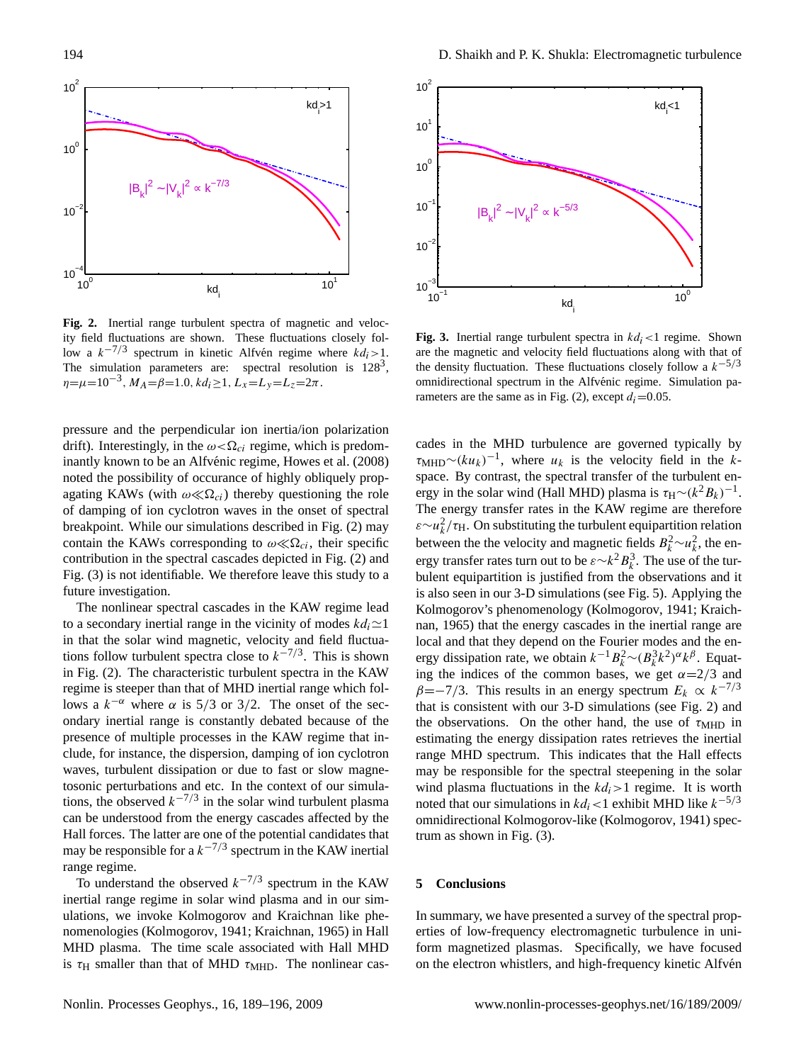**Fig. 2.** Inertial range turbulent spectra of magnetic and velocity field fluctuations are shown. These fluctuations closely follow a $k^{-7/3}$ spectrum in kinetic Alfvén regime where $kd_i > 1$. The simulation parameters are: spectral resolution is $128^3$, $\eta = \mu = 10^{-3}$, $M_A = \beta = 1.0$, $kd_i \geq 1$, $L_x = L_y = L_z = 2\pi$.

**Fig. 3.** Inertial range turbulent spectra in $kd_i < 1$ regime. Shown are the magnetic and velocity field fluctuations along with that of the density fluctuation. These fluctuations closely follow a $k^{-5/3}$ omnidirectional spectrum in the Alfvénic regime. Simulation parameters are the same as in Fig. (2), except $d_i = 0.05$.

pressure and the perpendicular ion inertia/ion polarization drift). Interestingly, in the $\omega < \Omega_{ci}$ regime, which is predominantly known to be an Alfvénic regime, Howes et al. (2008) noted the possibility of occurance of highly obliquely propagating KAWs (with $\omega \ll \Omega_{ci}$) thereby questioning the role of damping of ion cyclotron waves in the onset of spectral breakpoint. While our simulations described in Fig. (2) may contain the KAWs corresponding to $\omega \ll \Omega_{ci}$, their specific contribution in the spectral cascades depicted in Fig. (2) and Fig. (3) is not identifiable. We therefore leave this study to a future investigation.

The nonlinear spectral cascades in the KAW regime lead to a secondary inertial range in the vicinity of modes $kd_i \simeq 1$ in that the solar wind magnetic, velocity and field fluctuations follow turbulent spectra close to $k^{-7/3}$. This is shown in Fig. (2). The characteristic turbulent spectra in the KAW regime is steeper than that of MHD inertial range which follows a $k^{-\alpha}$ where $\alpha$ is 5/3 or 3/2. The onset of the secondary inertial range is constantly debated because of the presence of multiple processes in the KAW regime that include, for instance, the dispersion, damping of ion cyclotron waves, turbulent dissipation or due to fast or slow magnetosonic perturbations and etc. In the context of our simulations, the observed $k^{-7/3}$ in the solar wind turbulent plasma can be understood from the energy cascades affected by the Hall forces. The latter are one of the potential candidates that may be responsible for a $k^{-7/3}$ spectrum in the KAW inertial range regime.

To understand the observed $k^{-7/3}$ spectrum in the KAW inertial range regime in solar wind plasma and in our simulations, we invoke Kolmogorov and Kraichnan like phenomenologies (Kolmogorov, 1941; Kraichnan, 1965) in Hall MHD plasma. The time scale associated with Hall MHD is $\tau_{\rm H}$ smaller than that of MHD $\tau_{\rm MHD}$. The nonlinear cascades in the MHD turbulence are governed typically by $\tau_{\rm MHD} \sim (ku_k)^{-1}$, where $u_k$ is the velocity field in the $k$-space. By contrast, the spectral transfer of the turbulent energy in the solar wind (Hall MHD) plasma is $\tau_{\rm H} \sim (k^2 B_k)^{-1}$. The energy transfer rates in the KAW regime are therefore $\varepsilon \sim u_k^2/\tau_{\rm H}$. On substituting the turbulent equipartition relation between the the velocity and magnetic fields $B_k^2 \sim u_k^2$, the energy transfer rates turn out to be $\varepsilon \sim k^2 B_k^3$. The use of the turbulent equipartition is justified from the observations and it is also seen in our 3-D simulations (see Fig. 5). Applying the Kolmogorov's phenomenology (Kolmogorov, 1941; Kraichnan, 1965) that the energy cascades in the inertial range are local and that they depend on the Fourier modes and the energy dissipation rate, we obtain $k^{-1} B_k^2 \sim (B_k^3 k^2)^\alpha k^\beta$. Equating the indices of the common bases, we get $\alpha = 2/3$ and $\beta = -7/3$. This results in an energy spectrum $E_k \propto k^{-7/3}$ that is consistent with our 3-D simulations (see Fig. 2) and the observations. On the other hand, the use of $\tau_{\rm MHD}$ in estimating the energy dissipation rates retrieves the inertial range MHD spectrum. This indicates that the Hall effects may be responsible for the spectral steepening in the solar wind plasma fluctuations in the $kd_i > 1$ regime. It is worth noted that our simulations in $kd_i < 1$ exhibit MHD like $k^{-5/3}$ omnidirectional Kolmogorov-like (Kolmogorov, 1941) spectrum as shown in Fig. (3).

## 5 Conclusions

In summary, we have presented a survey of the spectral properties of low-frequency electromagnetic turbulence in uniform magnetized plasmas. Specifically, we have focused on the electron whistlers, and high-frequency kinetic Alfvén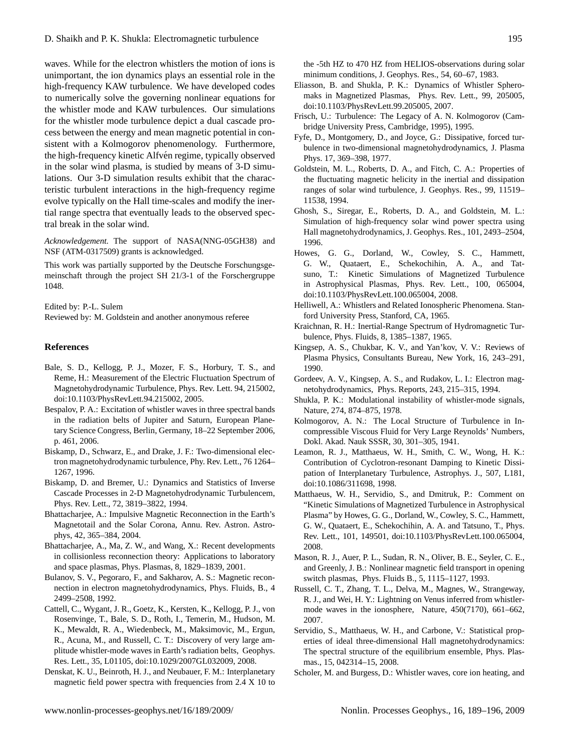waves. While for the electron whistlers the motion of ions is unimportant, the ion dynamics plays an essential role in the high-frequency KAW turbulence. We have developed codes to numerically solve the governing nonlinear equations for the whistler mode and KAW turbulences. Our simulations for the whistler mode turbulence depict a dual cascade process between the energy and mean magnetic potential in consistent with a Kolmogorov phenomenology. Furthermore, the high-frequency kinetic Alfvén regime, typically observed in the solar wind plasma, is studied by means of 3-D simulations. Our 3-D simulation results exhibit that the characteristic turbulent interactions in the high-frequency regime evolve typically on the Hall time-scales and modify the inertial range spectra that eventually leads to the observed spectral break in the solar wind.

*Acknowledgement.* The support of NASA(NNG-05GH38) and NSF (ATM-0317509) grants is acknowledged.

This work was partially supported by the Deutsche Forschungsgemeinschaft through the project SH 21/3-1 of the Forschergruppe 1048.

Edited by: P.-L. Sulem
Reviewed by: M. Goldstein and another anonymous referee

## References

Bale, S. D., Kellogg, P. J., Mozer, F. S., Horbury, T. S., and Reme, H.: Measurement of the Electric Fluctuation Spectrum of Magnetohydrodynamic Turbulence, Phys. Rev. Lett. 94, 215002, doi:10.1103/PhysRevLett.94.215002, 2005.

Bespalov, P. A.: Excitation of whistler waves in three spectral bands in the radiation belts of Jupiter and Saturn, European Planetary Science Congress, Berlin, Germany, 18–22 September 2006, p. 461, 2006.

Biskamp, D., Schwarz, E., and Drake, J. F.: Two-dimensional electron magnetohydrodynamic turbulence, Phy. Rev. Lett., 76 1264–1267, 1996.

Biskamp, D. and Bremer, U.: Dynamics and Statistics of Inverse Cascade Processes in 2-D Magnetohydrodynamic Turbulencem, Phys. Rev. Lett., 72, 3819–3822, 1994.

Bhattacharjee, A.: Impulsive Magnetic Reconnection in the Earth's Magnetotail and the Solar Corona, Annu. Rev. Astron. Astrophys, 42, 365–384, 2004.

Bhattacharjee, A., Ma, Z. W., and Wang, X.: Recent developments in collisionless reconnection theory: Applications to laboratory and space plasmas, Phys. Plasmas, 8, 1829–1839, 2001.

Bulanov, S. V., Pegoraro, F., and Sakharov, A. S.: Magnetic reconnection in electron magnetohydrodynamics, Phys. Fluids, B., 4 2499–2508, 1992.

Cattell, C., Wygant, J. R., Goetz, K., Kersten, K., Kellogg, P. J., von Rosenvinge, T., Bale, S. D., Roth, I., Temerin, M., Hudson, M. K., Mewaldt, R. A., Wiedenbeck, M., Maksimovic, M., Ergun, R., Acuna, M., and Russell, C. T.: Discovery of very large amplitude whistler-mode waves in Earth's radiation belts, Geophys. Res. Lett., 35, L01105, doi:10.1029/2007GL032009, 2008.

Denskat, K. U., Beinroth, H. J., and Neubauer, F. M.: Interplanetary magnetic field power spectra with frequencies from 2.4 X 10 to the -5th HZ to 470 HZ from HELIOS-observations during solar minimum conditions, J. Geophys. Res., 54, 60–67, 1983.

Eliasson, B. and Shukla, P. K.: Dynamics of Whistler Spheromaks in Magnetized Plasmas, Phys. Rev. Lett., 99, 205005, doi:10.1103/PhysRevLett.99.205005, 2007.

Frisch, U.: Turbulence: The Legacy of A. N. Kolmogorov (Cambridge University Press, Cambridge, 1995), 1995.

Fyfe, D., Montgomery, D., and Joyce, G.: Dissipative, forced turbulence in two-dimensional magnetohydrodynamics, J. Plasma Phys. 17, 369–398, 1977.

Goldstein, M. L., Roberts, D. A., and Fitch, C. A.: Properties of the fluctuating magnetic helicity in the inertial and dissipation ranges of solar wind turbulence, J. Geophys. Res., 99, 11519–11538, 1994.

Ghosh, S., Siregar, E., Roberts, D. A., and Goldstein, M. L.: Simulation of high-frequency solar wind power spectra using Hall magnetohydrodynamics, J. Geophys. Res., 101, 2493–2504, 1996.

Howes, G. G., Dorland, W., Cowley, S. C., Hammett, G. W., Quataert, E., Schekochihin, A. A., and Tatsuno, T.: Kinetic Simulations of Magnetized Turbulence in Astrophysical Plasmas, Phys. Rev. Lett., 100, 065004, doi:10.1103/PhysRevLett.100.065004, 2008.

Helliwell, A.: Whistlers and Related Ionospheric Phenomena. Stanford University Press, Stanford, CA, 1965.

Kraichnan, R. H.: Inertial-Range Spectrum of Hydromagnetic Turbulence, Phys. Fluids, 8, 1385–1387, 1965.

Kingsep, A. S., Chukbar, K. V., and Yan'kov, V. V.: Reviews of Plasma Physics, Consultants Bureau, New York, 16, 243–291, 1990.

Gordeev, A. V., Kingsep, A. S., and Rudakov, L. I.: Electron magnetohydrodynamics, Phys. Reports, 243, 215–315, 1994.

Shukla, P. K.: Modulational instability of whistler-mode signals, Nature, 274, 874–875, 1978.

Kolmogorov, A. N.: The Local Structure of Turbulence in Incompressible Viscous Fluid for Very Large Reynolds' Numbers, Dokl. Akad. Nauk SSSR, 30, 301–305, 1941.

Leamon, R. J., Matthaeus, W. H., Smith, C. W., Wong, H. K.: Contribution of Cyclotron-resonant Damping to Kinetic Dissipation of Interplanetary Turbulence, Astrophys. J., 507, L181, doi:10.1086/311698, 1998.

Matthaeus, W. H., Servidio, S., and Dmitruk, P.: Comment on "Kinetic Simulations of Magnetized Turbulence in Astrophysical Plasma" by Howes, G. G., Dorland, W., Cowley, S. C., Hammett, G. W., Quataert, E., Schekochihin, A. A. and Tatsuno, T., Phys. Rev. Lett., 101, 149501, doi:10.1103/PhysRevLett.100.065004, 2008.

Mason, R. J., Auer, P. L., Sudan, R. N., Oliver, B. E., Seyler, C. E., and Greenly, J. B.: Nonlinear magnetic field transport in opening switch plasmas, Phys. Fluids B., 5, 1115–1127, 1993.

Russell, C. T., Zhang, T. L., Delva, M., Magnes, W., Strangeway, R. J., and Wei, H. Y.: Lightning on Venus inferred from whistler-mode waves in the ionosphere, Nature, 450(7170), 661–662, 2007.

Servidio, S., Matthaeus, W. H., and Carbone, V.: Statistical properties of ideal three-dimensional Hall magnetohydrodynamics: The spectral structure of the equilibrium ensemble, Phys. Plasmas., 15, 042314–15, 2008.

Scholer, M. and Burgess, D.: Whistler waves, core ion heating, and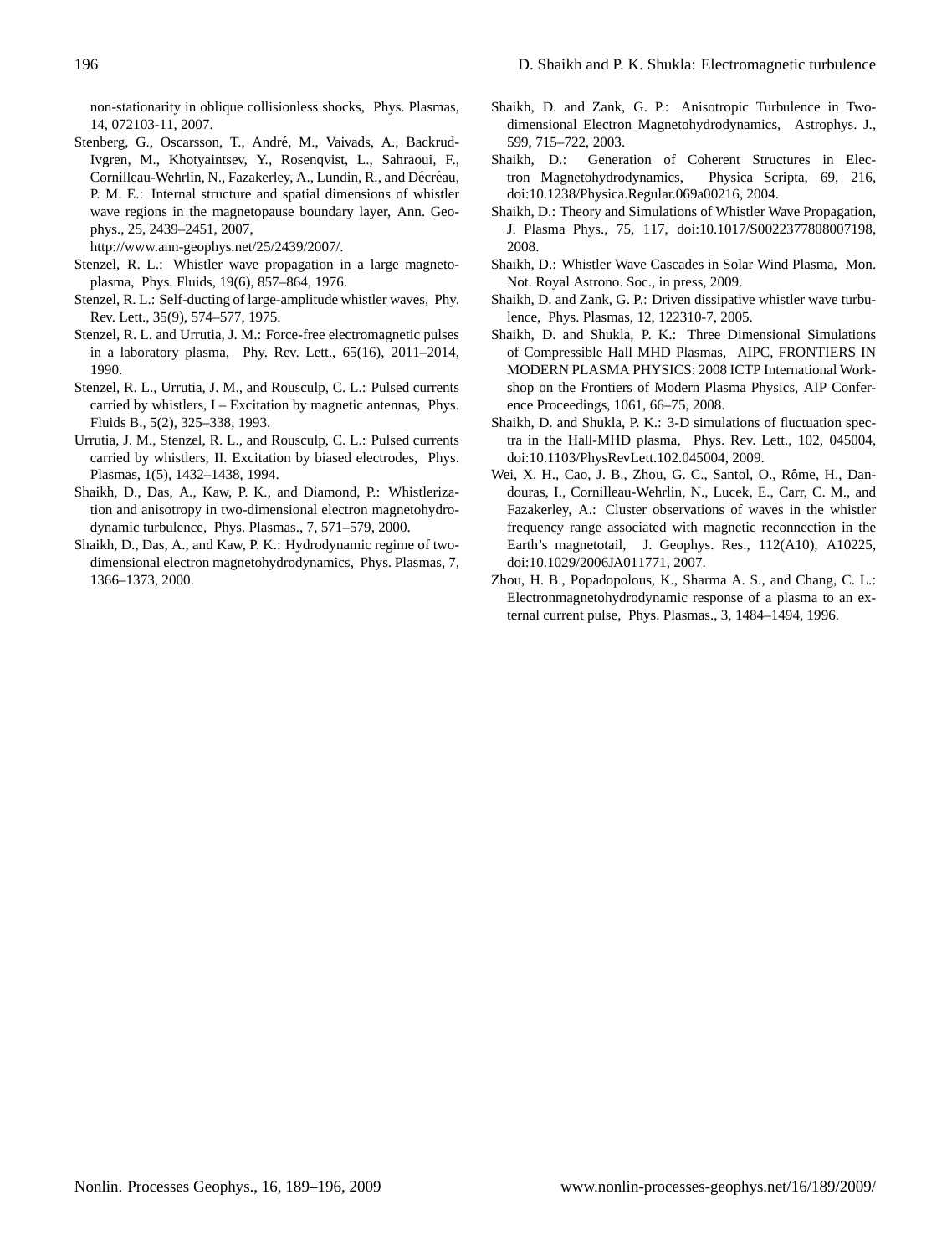non-stationarity in oblique collisionless shocks, Phys. Plasmas, 14, 072103-11, 2007.

Stenberg, G., Oscarsson, T., André, M., Vaivads, A., Backrud-Ivgren, M., Khotyaintsev, Y., Rosenqvist, L., Sahraoui, F., Cornilleau-Wehrlin, N., Fazakerley, A., Lundin, R., and Décréau, P. M. E.: Internal structure and spatial dimensions of whistler wave regions in the magnetopause boundary layer, Ann. Geophys., 25, 2439–2451, 2007, http://www.ann-geophys.net/25/2439/2007/.

Stenzel, R. L.: Whistler wave propagation in a large magnetoplasma, Phys. Fluids, 19(6), 857–864, 1976.

Stenzel, R. L.: Self-ducting of large-amplitude whistler waves, Phy. Rev. Lett., 35(9), 574–577, 1975.

Stenzel, R. L. and Urrutia, J. M.: Force-free electromagnetic pulses in a laboratory plasma, Phy. Rev. Lett., 65(16), 2011–2014, 1990.

Stenzel, R. L., Urrutia, J. M., and Rousculp, C. L.: Pulsed currents carried by whistlers, I – Excitation by magnetic antennas, Phys. Fluids B., 5(2), 325–338, 1993.

Urrutia, J. M., Stenzel, R. L., and Rousculp, C. L.: Pulsed currents carried by whistlers, II. Excitation by biased electrodes, Phys. Plasmas, 1(5), 1432–1438, 1994.

Shaikh, D., Das, A., Kaw, P. K., and Diamond, P.: Whistlerization and anisotropy in two-dimensional electron magnetohydrodynamic turbulence, Phys. Plasmas., 7, 571–579, 2000.

Shaikh, D., Das, A., and Kaw, P. K.: Hydrodynamic regime of two-dimensional electron magnetohydrodynamics, Phys. Plasmas, 7, 1366–1373, 2000.

Shaikh, D. and Zank, G. P.: Anisotropic Turbulence in Two-dimensional Electron Magnetohydrodynamics, Astrophys. J., 599, 715–722, 2003.

Shaikh, D.: Generation of Coherent Structures in Electron Magnetohydrodynamics, Physica Scripta, 69, 216, doi:10.1238/Physica.Regular.069a00216, 2004.

Shaikh, D.: Theory and Simulations of Whistler Wave Propagation, J. Plasma Phys., 75, 117, doi:10.1017/S0022377808007198, 2008.

Shaikh, D.: Whistler Wave Cascades in Solar Wind Plasma, Mon. Not. Royal Astrono. Soc., in press, 2009.

Shaikh, D. and Zank, G. P.: Driven dissipative whistler wave turbulence, Phys. Plasmas, 12, 122310-7, 2005.

Shaikh, D. and Shukla, P. K.: Three Dimensional Simulations of Compressible Hall MHD Plasmas, AIPC, FRONTIERS IN MODERN PLASMA PHYSICS: 2008 ICTP International Workshop on the Frontiers of Modern Plasma Physics, AIP Conference Proceedings, 1061, 66–75, 2008.

Shaikh, D. and Shukla, P. K.: 3-D simulations of fluctuation spectra in the Hall-MHD plasma, Phys. Rev. Lett., 102, 045004, doi:10.1103/PhysRevLett.102.045004, 2009.

Wei, X. H., Cao, J. B., Zhou, G. C., Santol, O., Rôme, H., Dandouras, I., Cornilleau-Wehrlin, N., Lucek, E., Carr, C. M., and Fazakerley, A.: Cluster observations of waves in the whistler frequency range associated with magnetic reconnection in the Earth's magnetotail, J. Geophys. Res., 112(A10), A10225, doi:10.1029/2006JA011771, 2007.

Zhou, H. B., Popadopolous, K., Sharma A. S., and Chang, C. L.: Electronmagnetohydrodynamic response of a plasma to an external current pulse, Phys. Plasmas., 3, 1484–1494, 1996.